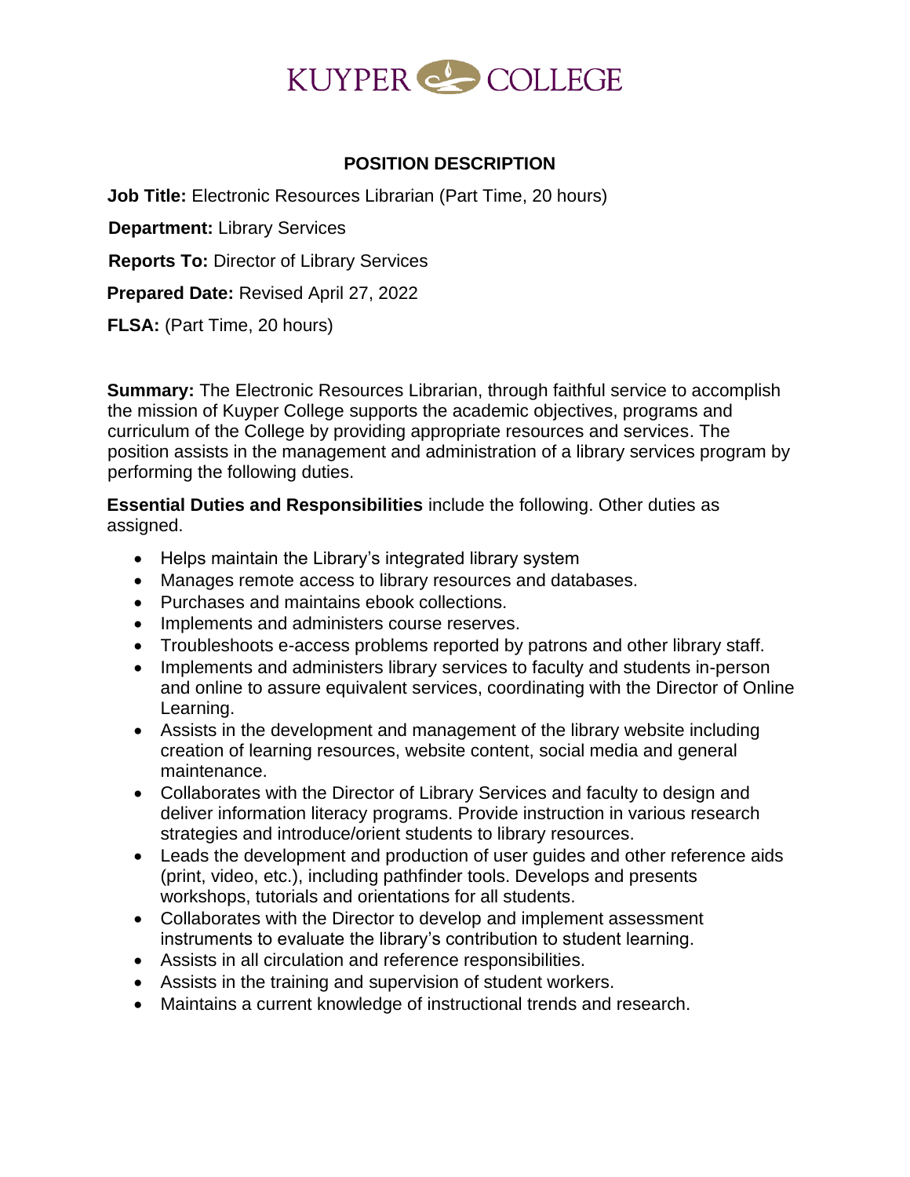KUYPER COLLEGE

## POSITION DESCRIPTION

**Job Title:** Electronic Resources Librarian (Part Time, 20 hours)

**Department:** Library Services

**Reports To:** Director of Library Services

**Prepared Date:** Revised April 27, 2022

**FLSA:** (Part Time, 20 hours)

**Summary:** The Electronic Resources Librarian, through faithful service to accomplish the mission of Kuyper College supports the academic objectives, programs and curriculum of the College by providing appropriate resources and services. The position assists in the management and administration of a library services program by performing the following duties.

**Essential Duties and Responsibilities** include the following. Other duties as assigned.

- Helps maintain the Library's integrated library system
- Manages remote access to library resources and databases.
- Purchases and maintains ebook collections.
- Implements and administers course reserves.
- Troubleshoots e-access problems reported by patrons and other library staff.
- Implements and administers library services to faculty and students in-person and online to assure equivalent services, coordinating with the Director of Online Learning.
- Assists in the development and management of the library website including creation of learning resources, website content, social media and general maintenance.
- Collaborates with the Director of Library Services and faculty to design and deliver information literacy programs. Provide instruction in various research strategies and introduce/orient students to library resources.
- Leads the development and production of user guides and other reference aids (print, video, etc.), including pathfinder tools. Develops and presents workshops, tutorials and orientations for all students.
- Collaborates with the Director to develop and implement assessment instruments to evaluate the library's contribution to student learning.
- Assists in all circulation and reference responsibilities.
- Assists in the training and supervision of student workers.
- Maintains a current knowledge of instructional trends and research.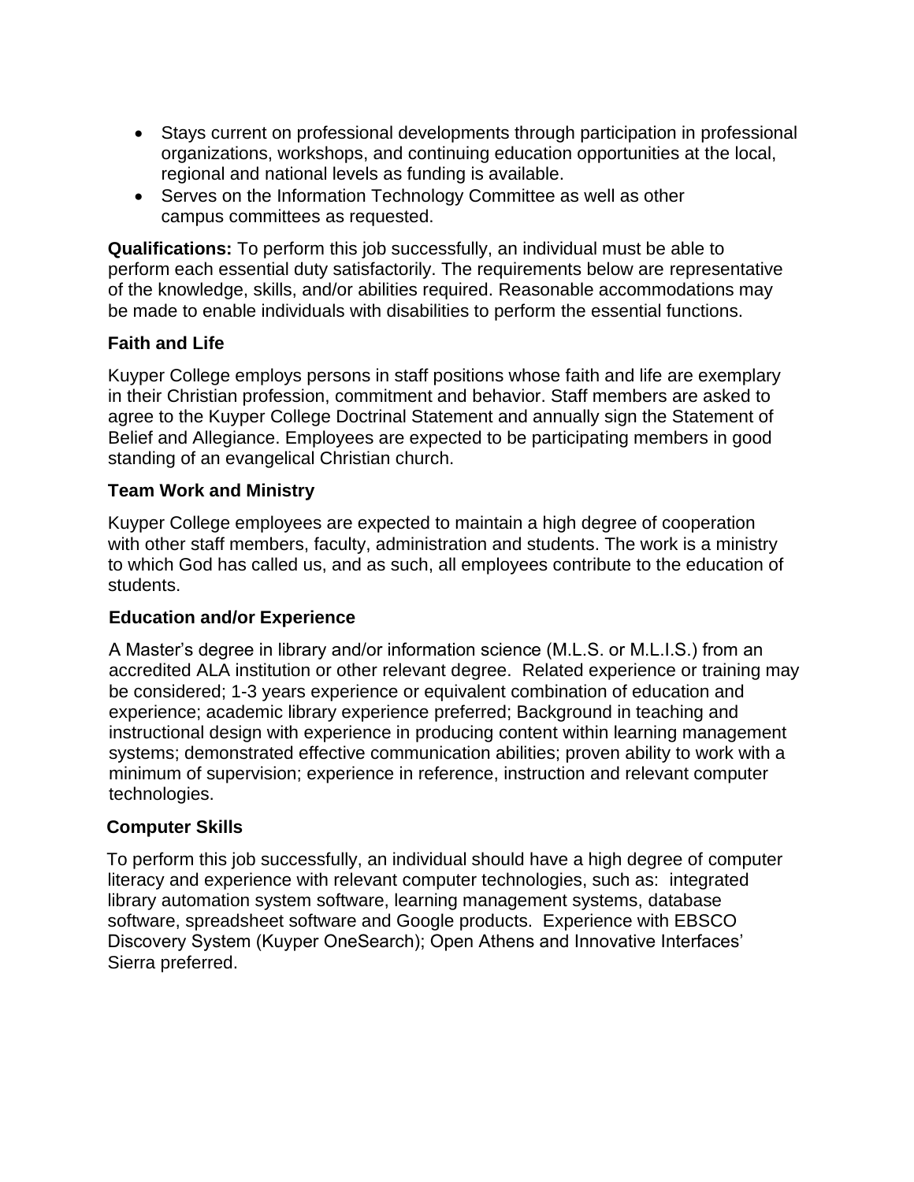- Stays current on professional developments through participation in professional organizations, workshops, and continuing education opportunities at the local, regional and national levels as funding is available.
- Serves on the Information Technology Committee as well as other campus committees as requested.

**Qualifications:** To perform this job successfully, an individual must be able to perform each essential duty satisfactorily. The requirements below are representative of the knowledge, skills, and/or abilities required. Reasonable accommodations may be made to enable individuals with disabilities to perform the essential functions.

**Faith and Life**

Kuyper College employs persons in staff positions whose faith and life are exemplary in their Christian profession, commitment and behavior. Staff members are asked to agree to the Kuyper College Doctrinal Statement and annually sign the Statement of Belief and Allegiance. Employees are expected to be participating members in good standing of an evangelical Christian church.

**Team Work and Ministry**

Kuyper College employees are expected to maintain a high degree of cooperation with other staff members, faculty, administration and students. The work is a ministry to which God has called us, and as such, all employees contribute to the education of students.

**Education and/or Experience**

A Master's degree in library and/or information science (M.L.S. or M.L.I.S.) from an accredited ALA institution or other relevant degree. Related experience or training may be considered; 1-3 years experience or equivalent combination of education and experience; academic library experience preferred; Background in teaching and instructional design with experience in producing content within learning management systems; demonstrated effective communication abilities; proven ability to work with a minimum of supervision; experience in reference, instruction and relevant computer technologies.

**Computer Skills**

To perform this job successfully, an individual should have a high degree of computer literacy and experience with relevant computer technologies, such as: integrated library automation system software, learning management systems, database software, spreadsheet software and Google products. Experience with EBSCO Discovery System (Kuyper OneSearch); Open Athens and Innovative Interfaces' Sierra preferred.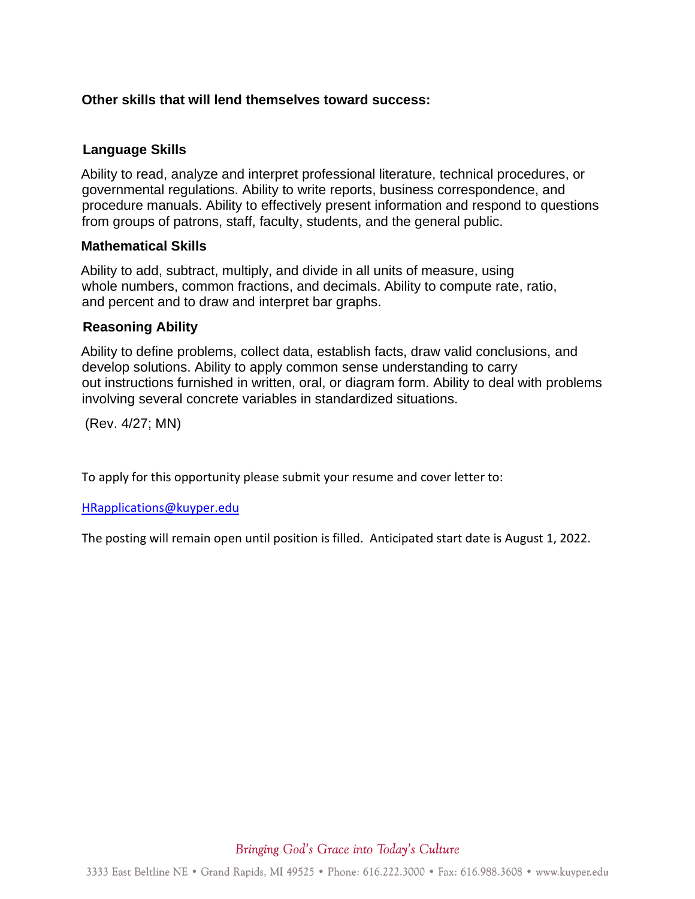**Other skills that will lend themselves toward success:**

**Language Skills**

Ability to read, analyze and interpret professional literature, technical procedures, or governmental regulations. Ability to write reports, business correspondence, and procedure manuals. Ability to effectively present information and respond to questions from groups of patrons, staff, faculty, students, and the general public.

**Mathematical Skills**

Ability to add, subtract, multiply, and divide in all units of measure, using whole numbers, common fractions, and decimals. Ability to compute rate, ratio, and percent and to draw and interpret bar graphs.

**Reasoning Ability**

Ability to define problems, collect data, establish facts, draw valid conclusions, and develop solutions. Ability to apply common sense understanding to carry out instructions furnished in written, oral, or diagram form. Ability to deal with problems involving several concrete variables in standardized situations.

(Rev. 4/27; MN)

To apply for this opportunity please submit your resume and cover letter to:

HRapplications@kuyper.edu

The posting will remain open until position is filled. Anticipated start date is August 1, 2022.